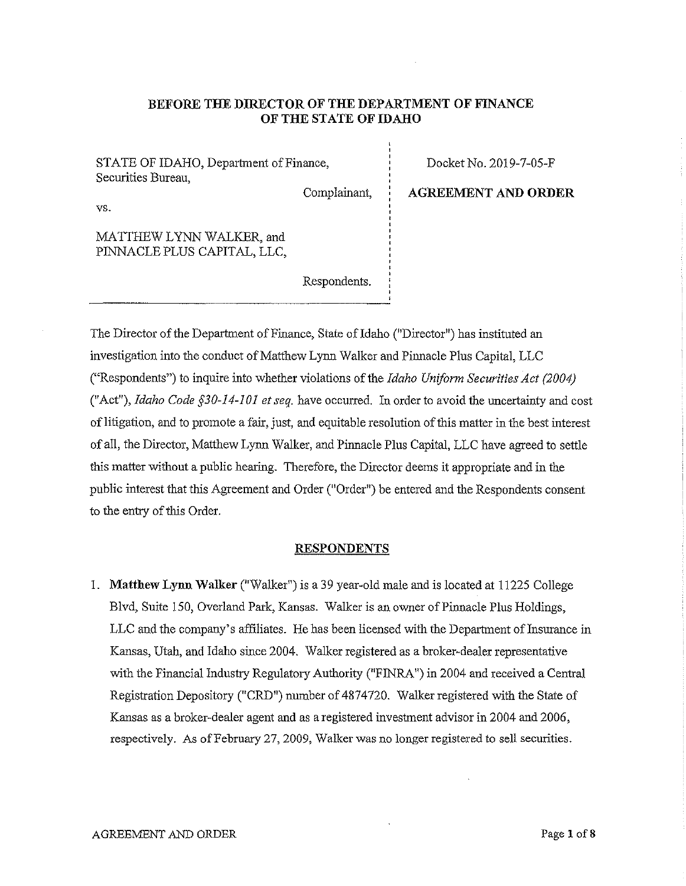## BEFORE THE DIRECTOR OF THE DEPARTMENT OF FINANCE OF THE STATE OF IDAHO

| | |
|---|---|
| STATE OF IDAHO, Department of Finance, Securities Bureau,<br><br>Complainant,<br><br>vs.<br><br>MATTHEW LYNN WALKER, and PINNACLE PLUS CAPITAL, LLC,<br><br>Respondents. | Docket No. 2019-7-05-F<br><br>**AGREEMENT AND ORDER** |

The Director of the Department of Finance, State of Idaho ("Director") has instituted an investigation into the conduct of Matthew Lynn Walker and Pinnacle Plus Capital, LLC ("Respondents") to inquire into whether violations of the *Idaho Uniform Securities Act (2004)* ("Act"), *Idaho Code §30-14-101 et seq.* have occurred. In order to avoid the uncertainty and cost of litigation, and to promote a fair, just, and equitable resolution of this matter in the best interest of all, the Director, Matthew Lynn Walker, and Pinnacle Plus Capital, LLC have agreed to settle this matter without a public hearing. Therefore, the Director deems it appropriate and in the public interest that this Agreement and Order ("Order") be entered and the Respondents consent to the entry of this Order.

### RESPONDENTS

1. **Matthew Lynn Walker** ("Walker") is a 39 year-old male and is located at 11225 College Blvd, Suite 150, Overland Park, Kansas. Walker is an owner of Pinnacle Plus Holdings, LLC and the company's affiliates. He has been licensed with the Department of Insurance in Kansas, Utah, and Idaho since 2004. Walker registered as a broker-dealer representative with the Financial Industry Regulatory Authority ("FINRA") in 2004 and received a Central Registration Depository ("CRD") number of 4874720. Walker registered with the State of Kansas as a broker-dealer agent and as a registered investment advisor in 2004 and 2006, respectively. As of February 27, 2009, Walker was no longer registered to sell securities.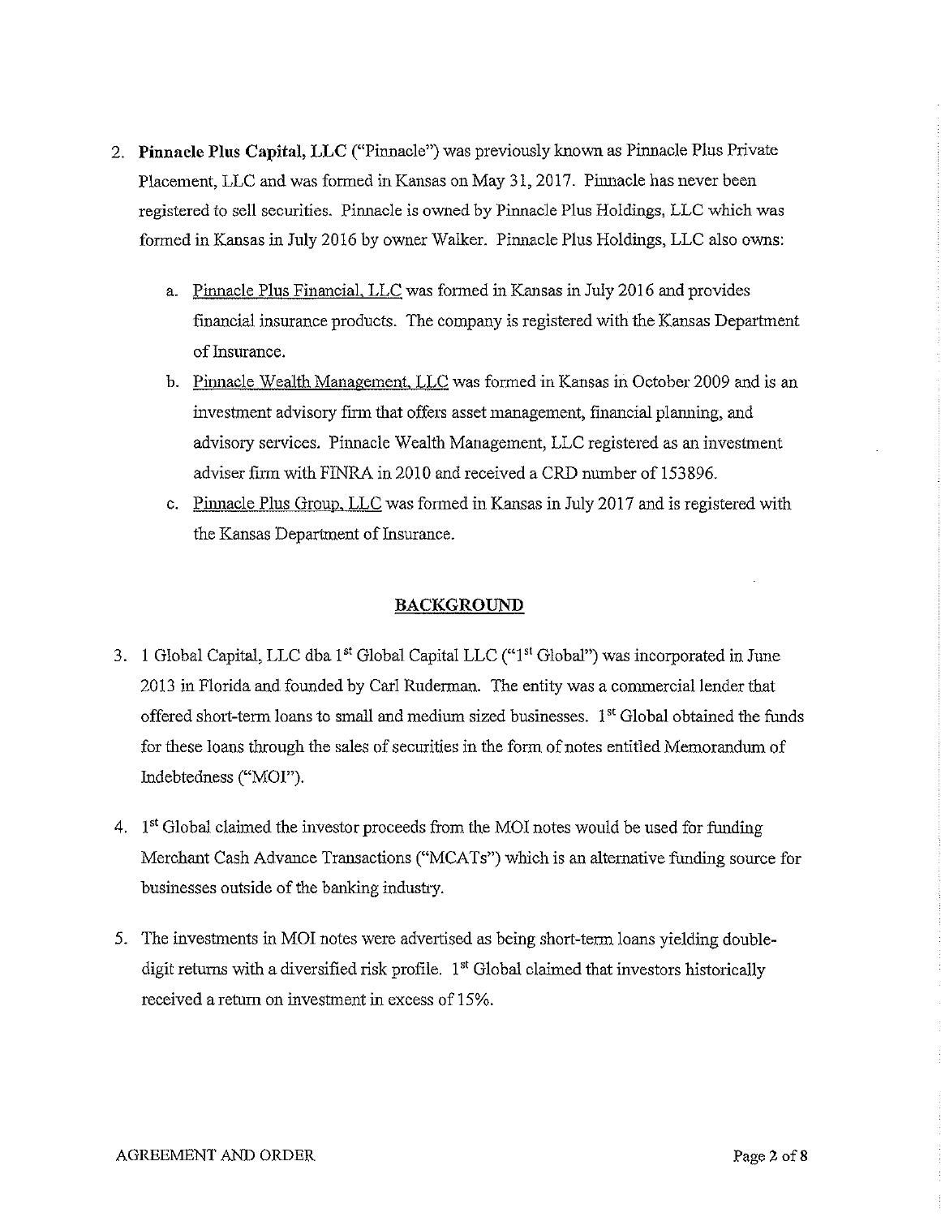2. **Pinnacle Plus Capital, LLC** ("Pinnacle") was previously known as Pinnacle Plus Private Placement, LLC and was formed in Kansas on May 31, 2017. Pinnacle has never been registered to sell securities. Pinnacle is owned by Pinnacle Plus Holdings, LLC which was formed in Kansas in July 2016 by owner Walker. Pinnacle Plus Holdings, LLC also owns:

    a. Pinnacle Plus Financial, LLC was formed in Kansas in July 2016 and provides financial insurance products. The company is registered with the Kansas Department of Insurance.

    b. Pinnacle Wealth Management, LLC was formed in Kansas in October 2009 and is an investment advisory firm that offers asset management, financial planning, and advisory services. Pinnacle Wealth Management, LLC registered as an investment adviser firm with FINRA in 2010 and received a CRD number of 153896.

    c. Pinnacle Plus Group, LLC was formed in Kansas in July 2017 and is registered with the Kansas Department of Insurance.

## BACKGROUND

3. 1 Global Capital, LLC dba 1st Global Capital LLC ("1st Global") was incorporated in June 2013 in Florida and founded by Carl Ruderman. The entity was a commercial lender that offered short-term loans to small and medium sized businesses. 1st Global obtained the funds for these loans through the sales of securities in the form of notes entitled Memorandum of Indebtedness ("MOI").

4. 1st Global claimed the investor proceeds from the MOI notes would be used for funding Merchant Cash Advance Transactions ("MCATs") which is an alternative funding source for businesses outside of the banking industry.

5. The investments in MOI notes were advertised as being short-term loans yielding double-digit returns with a diversified risk profile. 1st Global claimed that investors historically received a return on investment in excess of 15%.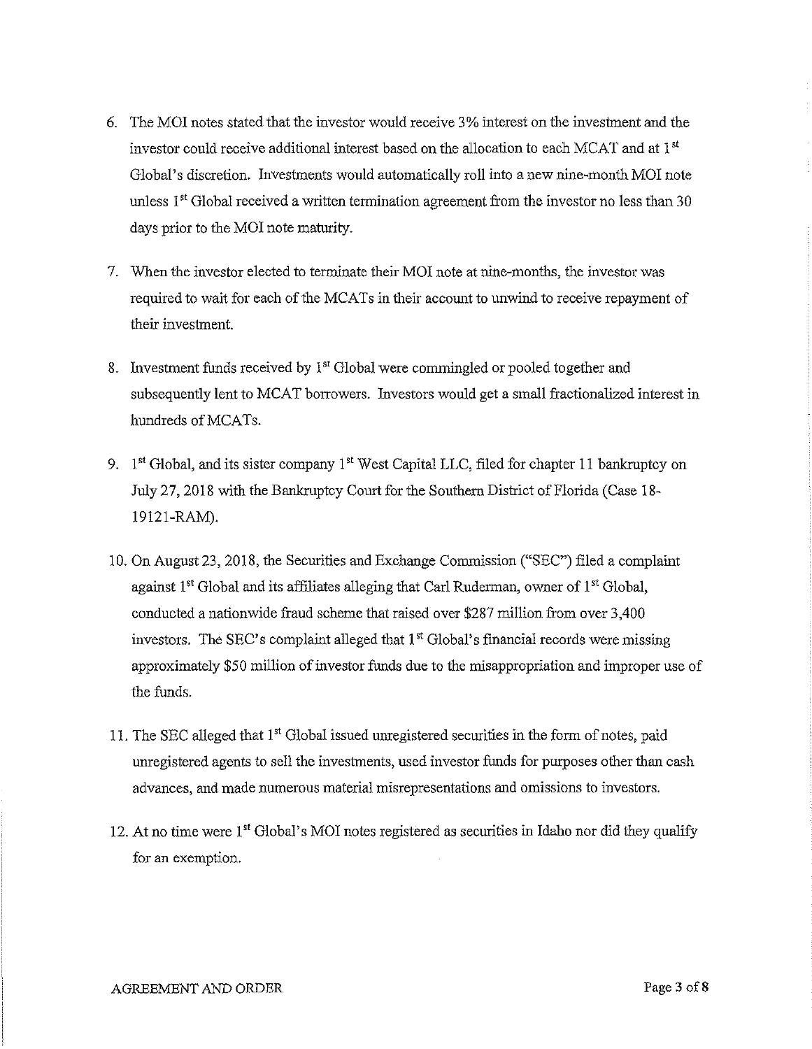6. The MOI notes stated that the investor would receive 3% interest on the investment and the investor could receive additional interest based on the allocation to each MCAT and at 1st Global's discretion. Investments would automatically roll into a new nine-month MOI note unless 1st Global received a written termination agreement from the investor no less than 30 days prior to the MOI note maturity.

7. When the investor elected to terminate their MOI note at nine-months, the investor was required to wait for each of the MCATs in their account to unwind to receive repayment of their investment.

8. Investment funds received by 1st Global were commingled or pooled together and subsequently lent to MCAT borrowers. Investors would get a small fractionalized interest in hundreds of MCATs.

9. 1st Global, and its sister company 1st West Capital LLC, filed for chapter 11 bankruptcy on July 27, 2018 with the Bankruptcy Court for the Southern District of Florida (Case 18-19121-RAM).

10. On August 23, 2018, the Securities and Exchange Commission ("SEC") filed a complaint against 1st Global and its affiliates alleging that Carl Ruderman, owner of 1st Global, conducted a nationwide fraud scheme that raised over $287 million from over 3,400 investors. The SEC's complaint alleged that 1st Global's financial records were missing approximately $50 million of investor funds due to the misappropriation and improper use of the funds.

11. The SEC alleged that 1st Global issued unregistered securities in the form of notes, paid unregistered agents to sell the investments, used investor funds for purposes other than cash advances, and made numerous material misrepresentations and omissions to investors.

12. At no time were 1st Global's MOI notes registered as securities in Idaho nor did they qualify for an exemption.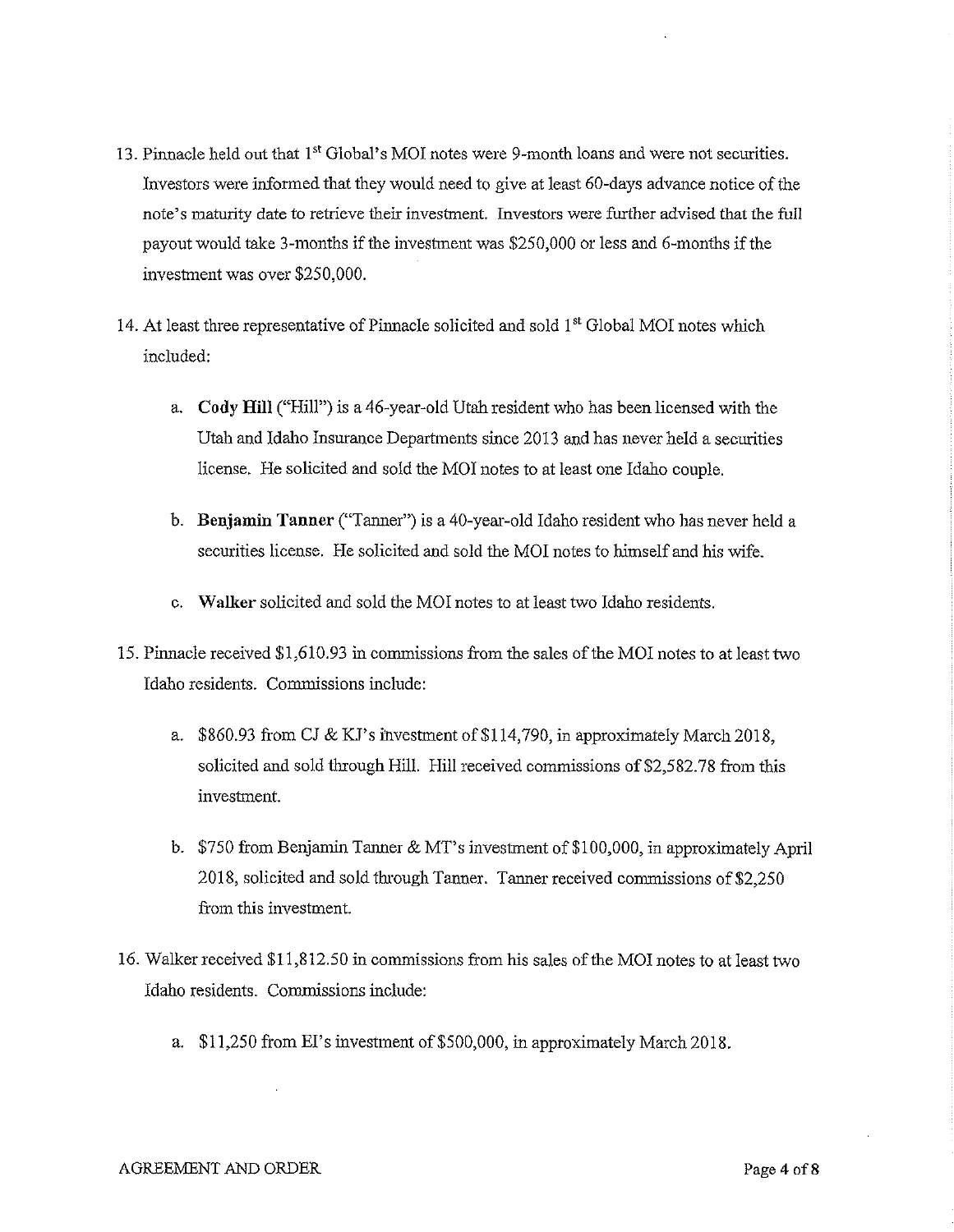13. Pinnacle held out that 1st Global's MOI notes were 9-month loans and were not securities. Investors were informed that they would need to give at least 60-days advance notice of the note's maturity date to retrieve their investment. Investors were further advised that the full payout would take 3-months if the investment was $250,000 or less and 6-months if the investment was over $250,000.

14. At least three representative of Pinnacle solicited and sold 1st Global MOI notes which included:

    a. **Cody Hill** ("Hill") is a 46-year-old Utah resident who has been licensed with the Utah and Idaho Insurance Departments since 2013 and has never held a securities license. He solicited and sold the MOI notes to at least one Idaho couple.

    b. **Benjamin Tanner** ("Tanner") is a 40-year-old Idaho resident who has never held a securities license. He solicited and sold the MOI notes to himself and his wife.

    c. **Walker** solicited and sold the MOI notes to at least two Idaho residents.

15. Pinnacle received $1,610.93 in commissions from the sales of the MOI notes to at least two Idaho residents. Commissions include:

    a. $860.93 from CJ & KJ's investment of $114,790, in approximately March 2018, solicited and sold through Hill. Hill received commissions of $2,582.78 from this investment.

    b. $750 from Benjamin Tanner & MT's investment of $100,000, in approximately April 2018, solicited and sold through Tanner. Tanner received commissions of $2,250 from this investment.

16. Walker received $11,812.50 in commissions from his sales of the MOI notes to at least two Idaho residents. Commissions include:

    a. $11,250 from EI's investment of $500,000, in approximately March 2018.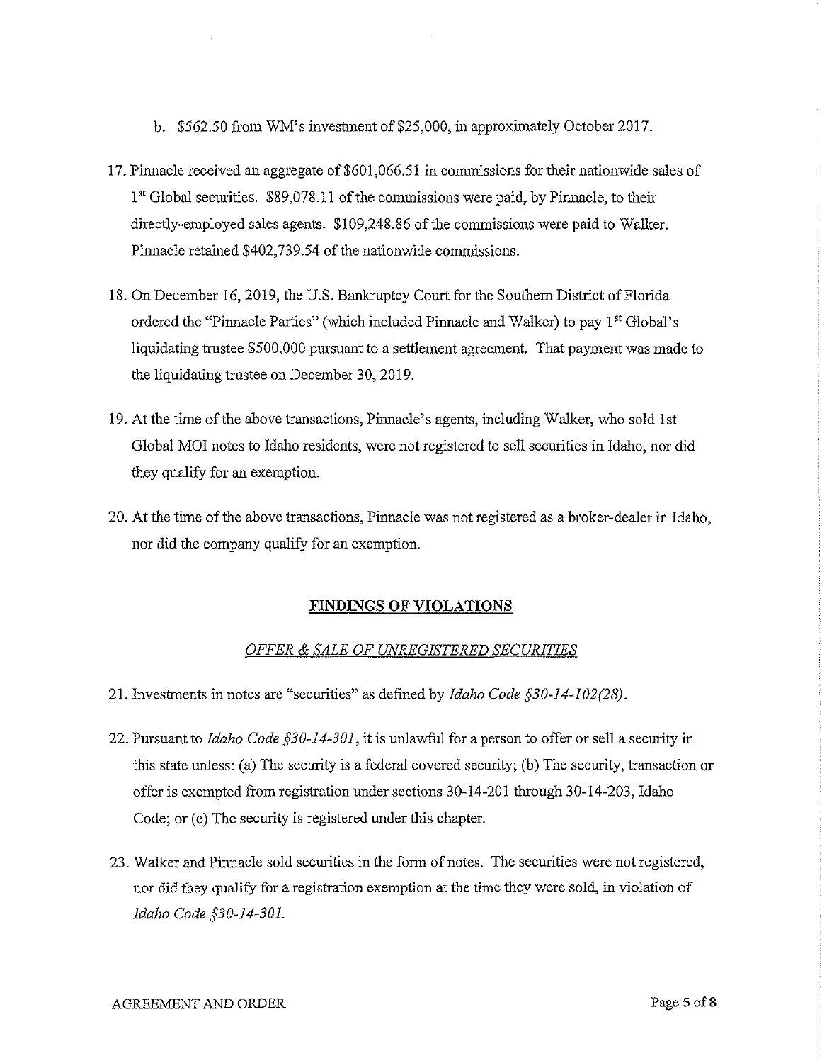b. $562.50 from WM's investment of $25,000, in approximately October 2017.

17. Pinnacle received an aggregate of $601,066.51 in commissions for their nationwide sales of 1st Global securities. $89,078.11 of the commissions were paid, by Pinnacle, to their directly-employed sales agents. $109,248.86 of the commissions were paid to Walker. Pinnacle retained $402,739.54 of the nationwide commissions.

18. On December 16, 2019, the U.S. Bankruptcy Court for the Southern District of Florida ordered the "Pinnacle Parties" (which included Pinnacle and Walker) to pay 1st Global's liquidating trustee $500,000 pursuant to a settlement agreement. That payment was made to the liquidating trustee on December 30, 2019.

19. At the time of the above transactions, Pinnacle's agents, including Walker, who sold 1st Global MOI notes to Idaho residents, were not registered to sell securities in Idaho, nor did they qualify for an exemption.

20. At the time of the above transactions, Pinnacle was not registered as a broker-dealer in Idaho, nor did the company qualify for an exemption.

## FINDINGS OF VIOLATIONS

### *OFFER & SALE OF UNREGISTERED SECURITIES*

21. Investments in notes are "securities" as defined by *Idaho Code §30-14-102(28)*.

22. Pursuant to *Idaho Code §30-14-301*, it is unlawful for a person to offer or sell a security in this state unless: (a) The security is a federal covered security; (b) The security, transaction or offer is exempted from registration under sections 30-14-201 through 30-14-203, Idaho Code; or (c) The security is registered under this chapter.

23. Walker and Pinnacle sold securities in the form of notes. The securities were not registered, nor did they qualify for a registration exemption at the time they were sold, in violation of *Idaho Code §30-14-301*.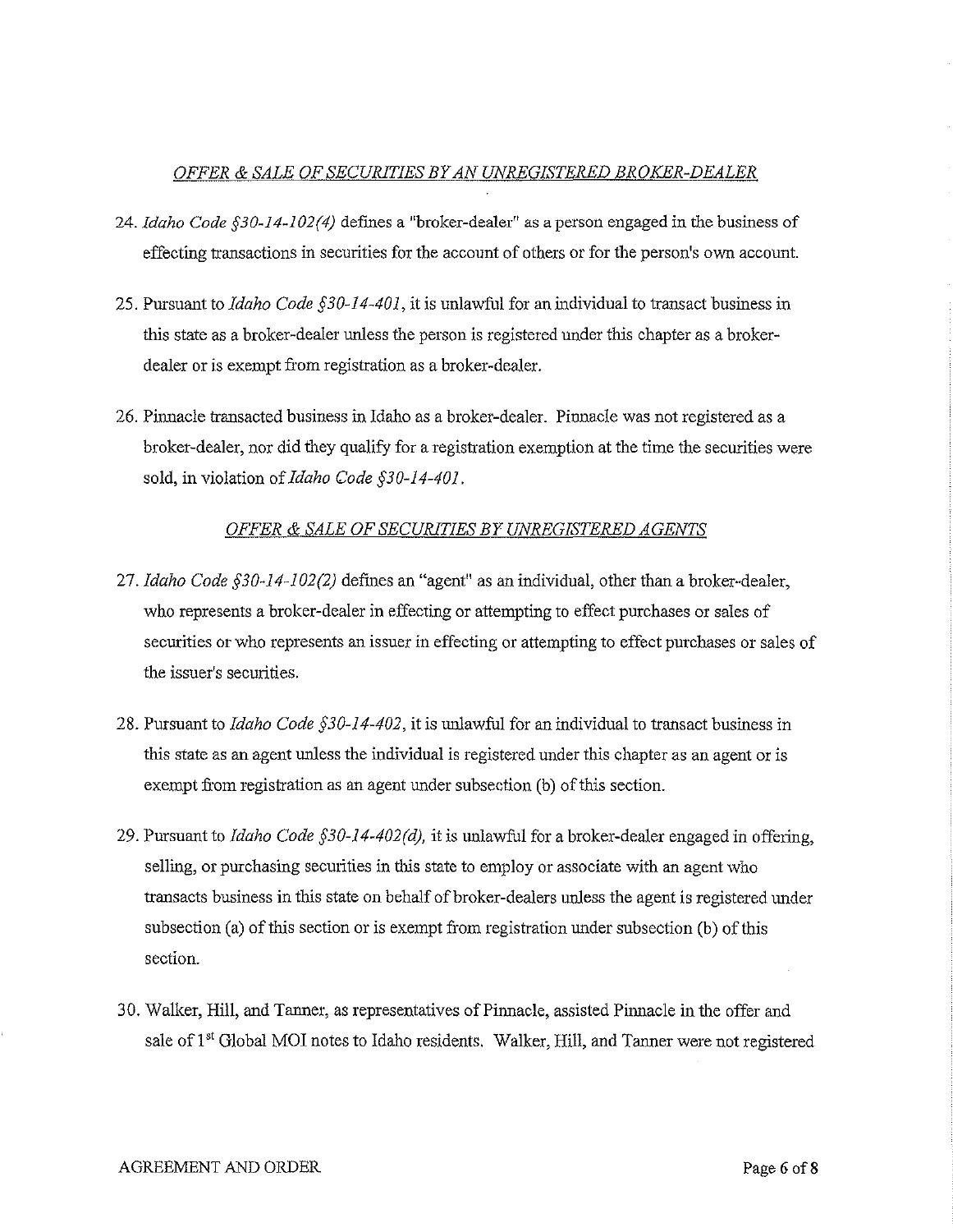*OFFER & SALE OF SECURITIES BY AN UNREGISTERED BROKER-DEALER*

24. *Idaho Code §30-14-102(4)* defines a "broker-dealer" as a person engaged in the business of effecting transactions in securities for the account of others or for the person's own account.

25. Pursuant to *Idaho Code §30-14-401*, it is unlawful for an individual to transact business in this state as a broker-dealer unless the person is registered under this chapter as a broker-dealer or is exempt from registration as a broker-dealer.

26. Pinnacle transacted business in Idaho as a broker-dealer. Pinnacle was not registered as a broker-dealer, nor did they qualify for a registration exemption at the time the securities were sold, in violation of *Idaho Code §30-14-401*.

*OFFER & SALE OF SECURITIES BY UNREGISTERED AGENTS*

27. *Idaho Code §30-14-102(2)* defines an "agent" as an individual, other than a broker-dealer, who represents a broker-dealer in effecting or attempting to effect purchases or sales of securities or who represents an issuer in effecting or attempting to effect purchases or sales of the issuer's securities.

28. Pursuant to *Idaho Code §30-14-402*, it is unlawful for an individual to transact business in this state as an agent unless the individual is registered under this chapter as an agent or is exempt from registration as an agent under subsection (b) of this section.

29. Pursuant to *Idaho Code §30-14-402(d)*, it is unlawful for a broker-dealer engaged in offering, selling, or purchasing securities in this state to employ or associate with an agent who transacts business in this state on behalf of broker-dealers unless the agent is registered under subsection (a) of this section or is exempt from registration under subsection (b) of this section.

30. Walker, Hill, and Tanner, as representatives of Pinnacle, assisted Pinnacle in the offer and sale of 1st Global MOI notes to Idaho residents. Walker, Hill, and Tanner were not registered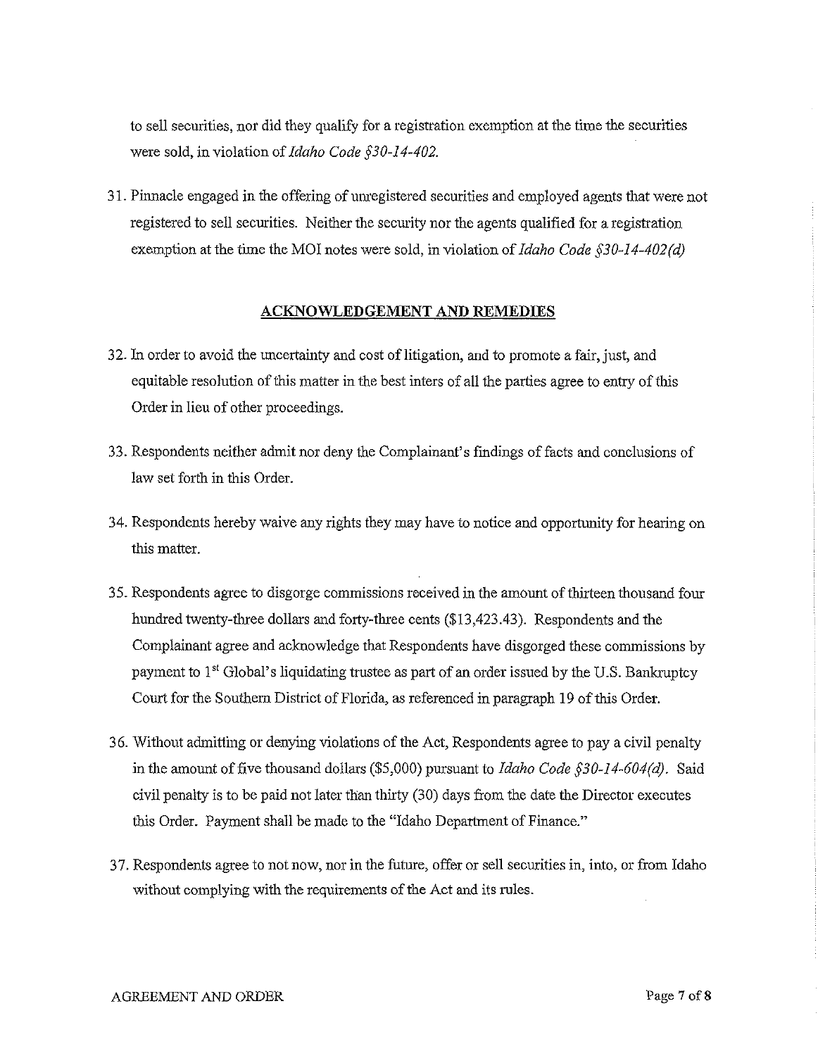to sell securities, nor did they qualify for a registration exemption at the time the securities were sold, in violation of *Idaho Code §30-14-402.*

31. Pinnacle engaged in the offering of unregistered securities and employed agents that were not registered to sell securities. Neither the security nor the agents qualified for a registration exemption at the time the MOI notes were sold, in violation of *Idaho Code §30-14-402(d)*

## ACKNOWLEDGEMENT AND REMEDIES

32. In order to avoid the uncertainty and cost of litigation, and to promote a fair, just, and equitable resolution of this matter in the best inters of all the parties agree to entry of this Order in lieu of other proceedings.

33. Respondents neither admit nor deny the Complainant's findings of facts and conclusions of law set forth in this Order.

34. Respondents hereby waive any rights they may have to notice and opportunity for hearing on this matter.

35. Respondents agree to disgorge commissions received in the amount of thirteen thousand four hundred twenty-three dollars and forty-three cents ($13,423.43). Respondents and the Complainant agree and acknowledge that Respondents have disgorged these commissions by payment to 1st Global's liquidating trustee as part of an order issued by the U.S. Bankruptcy Court for the Southern District of Florida, as referenced in paragraph 19 of this Order.

36. Without admitting or denying violations of the Act, Respondents agree to pay a civil penalty in the amount of five thousand dollars ($5,000) pursuant to *Idaho Code §30-14-604(d).* Said civil penalty is to be paid not later than thirty (30) days from the date the Director executes this Order. Payment shall be made to the "Idaho Department of Finance."

37. Respondents agree to not now, nor in the future, offer or sell securities in, into, or from Idaho without complying with the requirements of the Act and its rules.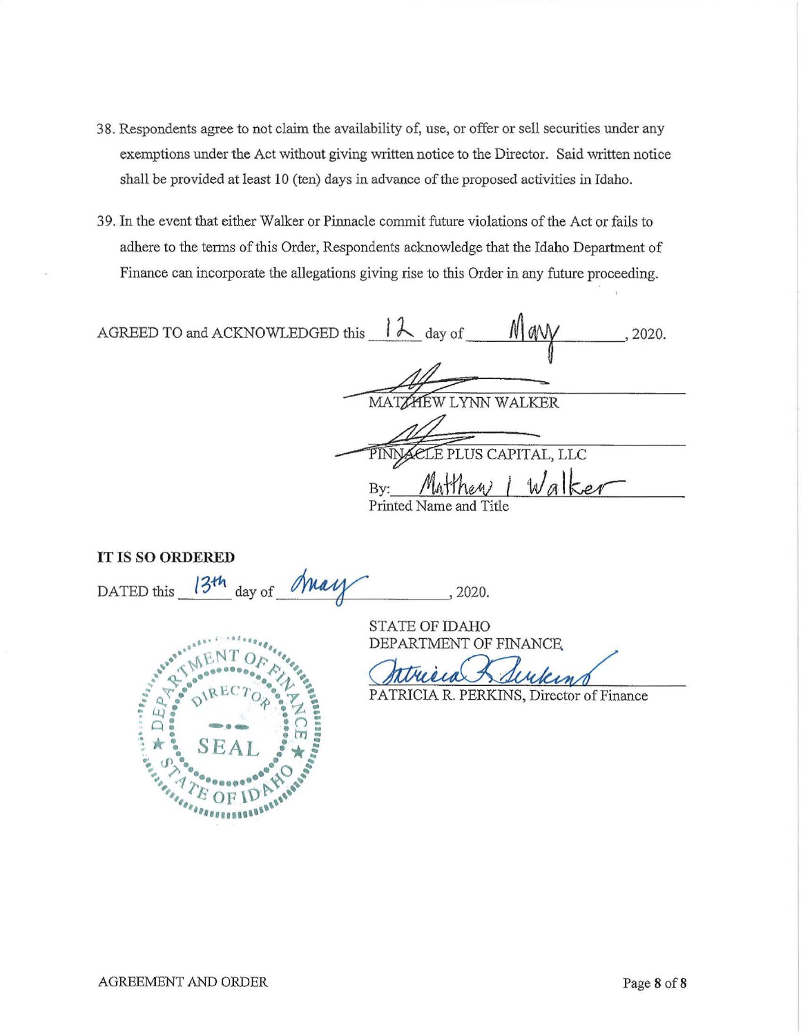38. Respondents agree to not claim the availability of, use, or offer or sell securities under any exemptions under the Act without giving written notice to the Director. Said written notice shall be provided at least 10 (ten) days in advance of the proposed activities in Idaho.

39. In the event that either Walker or Pinnacle commit future violations of the Act or fails to adhere to the terms of this Order, Respondents acknowledge that the Idaho Department of Finance can incorporate the allegations giving rise to this Order in any future proceeding.

AGREED TO and ACKNOWLEDGED this 12 day of May, 2020.

MATTHEW LYNN WALKER

PINNACLE PLUS CAPITAL, LLC

By: Matthew L Walker
Printed Name and Title

**IT IS SO ORDERED**

DATED this 13th day of May, 2020.

STATE OF IDAHO
DEPARTMENT OF FINANCE

PATRICIA R. PERKINS, Director of Finance

DEPARTMENT OF FINANCE DIRECTOR SEAL STATE OF IDAHO

AGREEMENT AND ORDER